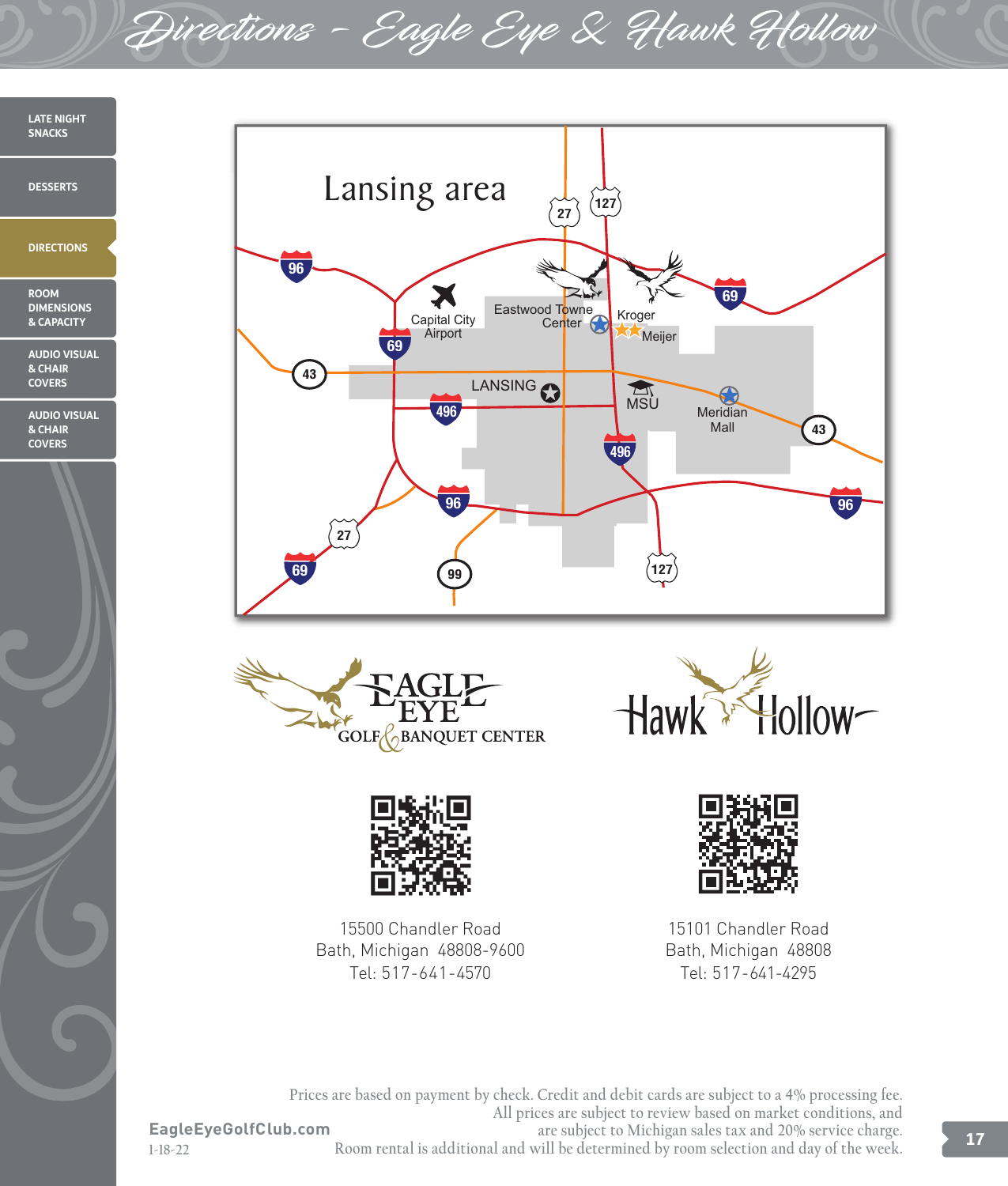# Directions - Eagle Eye & Hawk Hollow

- LATE NIGHT SNACKS
- DESSERTS
- DIRECTIONS
- ROOM DIMENSIONS & CAPACITY
- AUDIO VISUAL & CHAIR COVERS
- AUDIO VISUAL & CHAIR COVERS

Lansing area

27 127 96 69 Capital City Airport Eastwood Towne Center Kroger Meijer 69 43 LANSING 496 MSU Meridian Mall 43 496 96 96 27 69 99 127

EAGLE EYE GOLF & BANQUET CENTER

15500 Chandler Road
Bath, Michigan 48808-9600
Tel: 517-641-4570

Hawk Hollow

15101 Chandler Road
Bath, Michigan 48808
Tel: 517-641-4295

Prices are based on payment by check. Credit and debit cards are subject to a 4% processing fee. All prices are subject to review based on market conditions, and are subject to Michigan sales tax and 20% service charge. Room rental is additional and will be determined by room selection and day of the week.

EagleEyeGolfClub.com
1-18-22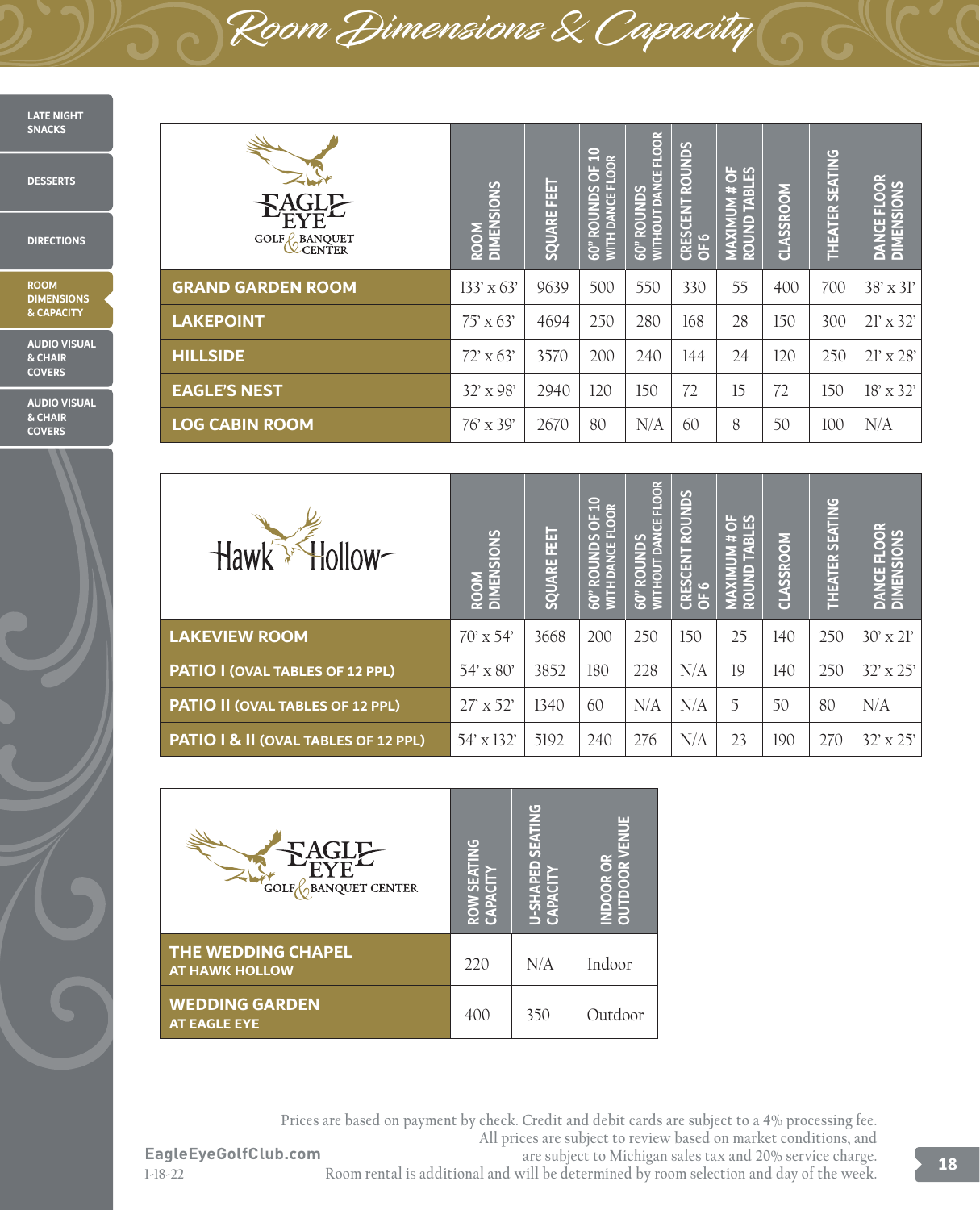# Room Dimensions & Capacity

- LATE NIGHT SNACKS
- DESSERTS
- DIRECTIONS
- ROOM DIMENSIONS & CAPACITY
- AUDIO VISUAL & CHAIR COVERS
- AUDIO VISUAL & CHAIR COVERS

| EAGLE EYE GOLF & BANQUET CENTER | ROOM DIMENSIONS | SQUARE FEET | 60" ROUNDS OF 10 WITH DANCE FLOOR | 60" ROUNDS WITHOUT DANCE FLOOR | CRESCENT ROUNDS OF 6 | MAXIMUM # OF ROUND TABLES | CLASSROOM | THEATER SEATING | DANCE FLOOR DIMENSIONS |
|---|---|---|---|---|---|---|---|---|---|
| **GRAND GARDEN ROOM** | 133' x 63' | 9639 | 500 | 550 | 330 | 55 | 400 | 700 | 38' x 31' |
| **LAKEPOINT** | 75' x 63' | 4694 | 250 | 280 | 168 | 28 | 150 | 300 | 21' x 32' |
| **HILLSIDE** | 72' x 63' | 3570 | 200 | 240 | 144 | 24 | 120 | 250 | 21' x 28' |
| **EAGLE'S NEST** | 32' x 98' | 2940 | 120 | 150 | 72 | 15 | 72 | 150 | 18' x 32' |
| **LOG CABIN ROOM** | 76' x 39' | 2670 | 80 | N/A | 60 | 8 | 50 | 100 | N/A |

| Hawk Hollow | ROOM DIMENSIONS | SQUARE FEET | 60" ROUNDS OF 10 WITH DANCE FLOOR | 60" ROUNDS WITHOUT DANCE FLOOR | CRESCENT ROUNDS OF 6 | MAXIMUM # OF ROUND TABLES | CLASSROOM | THEATER SEATING | DANCE FLOOR DIMENSIONS |
|---|---|---|---|---|---|---|---|---|---|
| **LAKEVIEW ROOM** | 70' x 54' | 3668 | 200 | 250 | 150 | 25 | 140 | 250 | 30' x 21' |
| **PATIO I (OVAL TABLES OF 12 PPL)** | 54' x 80' | 3852 | 180 | 228 | N/A | 19 | 140 | 250 | 32' x 25' |
| **PATIO II (OVAL TABLES OF 12 PPL)** | 27' x 52' | 1340 | 60 | N/A | N/A | 5 | 50 | 80 | N/A |
| **PATIO I & II (OVAL TABLES OF 12 PPL)** | 54' x 132' | 5192 | 240 | 276 | N/A | 23 | 190 | 270 | 32' x 25' |

| EAGLE EYE GOLF & BANQUET CENTER | ROW SEATING CAPACITY | U-SHAPED SEATING CAPACITY | INDOOR OR OUTDOOR VENUE |
|---|---|---|---|
| **THE WEDDING CHAPEL AT HAWK HOLLOW** | 220 | N/A | Indoor |
| **WEDDING GARDEN AT EAGLE EYE** | 400 | 350 | Outdoor |

Prices are based on payment by check. Credit and debit cards are subject to a 4% processing fee. All prices are subject to review based on market conditions, and are subject to Michigan sales tax and 20% service charge. Room rental is additional and will be determined by room selection and day of the week.

EagleEyeGolfClub.com

1-18-22